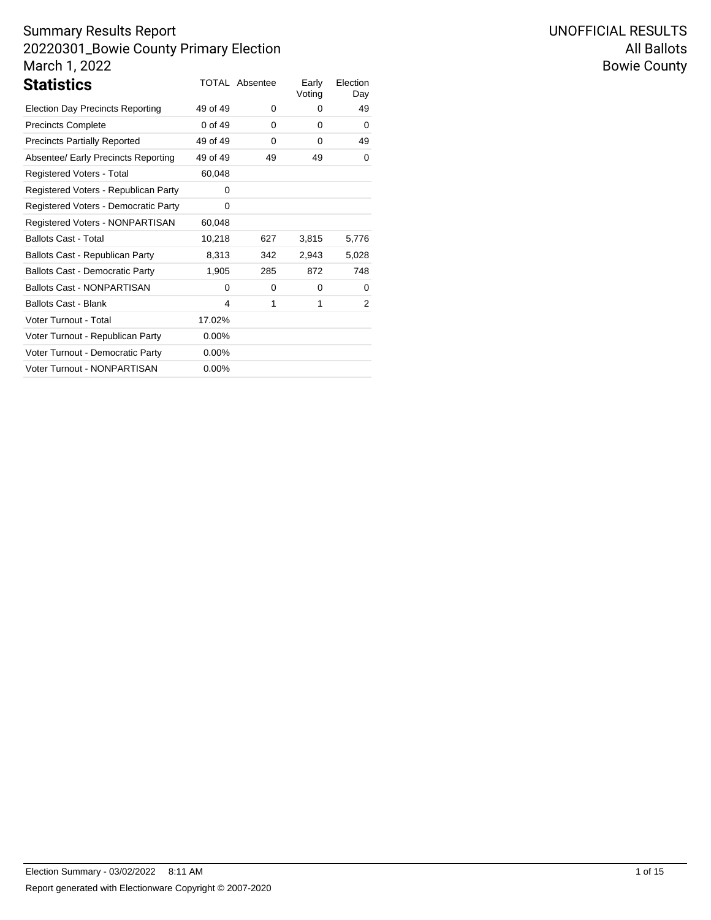# Summary Results Report

20220301_Bowie County Primary Election

March 1, 2022

UNOFFICIAL RESULTS

All Ballots

Bowie County

## Statistics

| | TOTAL | Absentee | Early Voting | Election Day |
|---|---|---|---|---|
| Election Day Precincts Reporting | 49 of 49 | 0 | 0 | 49 |
| Precincts Complete | 0 of 49 | 0 | 0 | 0 |
| Precincts Partially Reported | 49 of 49 | 0 | 0 | 49 |
| Absentee/ Early Precincts Reporting | 49 of 49 | 49 | 49 | 0 |
| Registered Voters - Total | 60,048 | | | |
| Registered Voters - Republican Party | 0 | | | |
| Registered Voters - Democratic Party | 0 | | | |
| Registered Voters - NONPARTISAN | 60,048 | | | |
| Ballots Cast - Total | 10,218 | 627 | 3,815 | 5,776 |
| Ballots Cast - Republican Party | 8,313 | 342 | 2,943 | 5,028 |
| Ballots Cast - Democratic Party | 1,905 | 285 | 872 | 748 |
| Ballots Cast - NONPARTISAN | 0 | 0 | 0 | 0 |
| Ballots Cast - Blank | 4 | 1 | 1 | 2 |
| Voter Turnout - Total | 17.02% | | | |
| Voter Turnout - Republican Party | 0.00% | | | |
| Voter Turnout - Democratic Party | 0.00% | | | |
| Voter Turnout - NONPARTISAN | 0.00% | | | |

Election Summary - 03/02/2022 8:11 AM

Report generated with Electionware Copyright © 2007-2020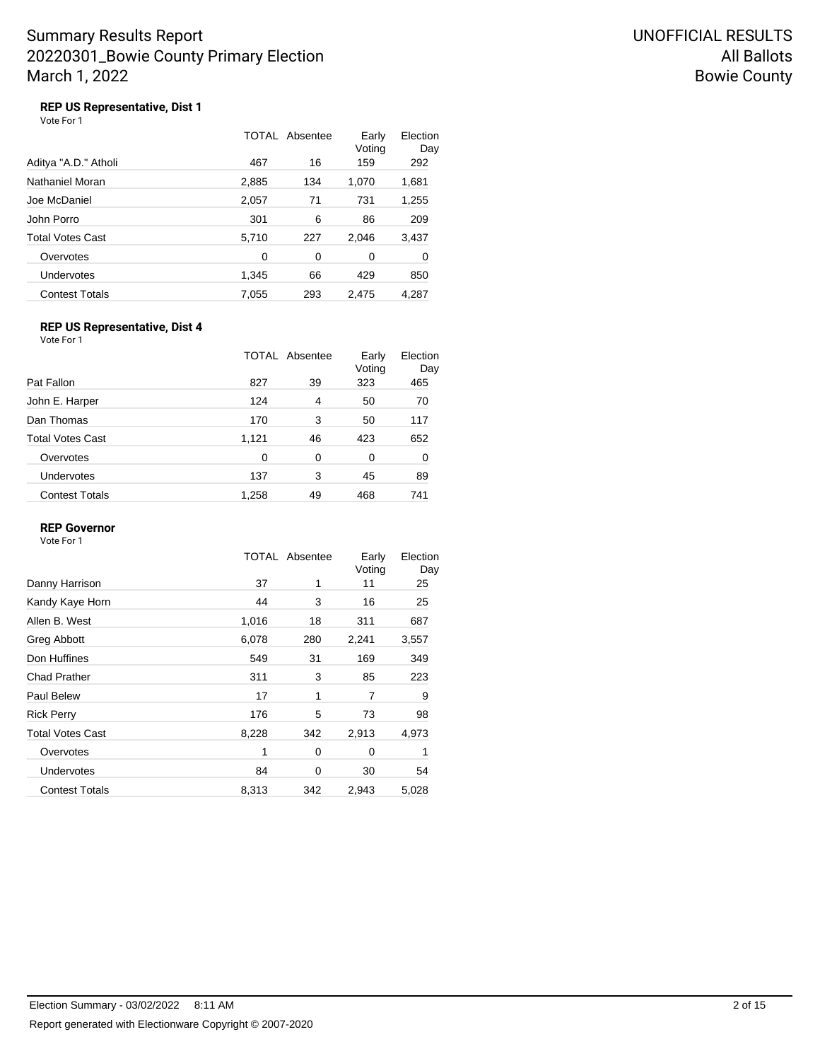**REP US Representative, Dist 1**

Vote For 1

| | TOTAL | Absentee | Early Voting | Election Day |
|---|---|---|---|---|
| Aditya "A.D." Atholi | 467 | 16 | 159 | 292 |
| Nathaniel Moran | 2,885 | 134 | 1,070 | 1,681 |
| Joe McDaniel | 2,057 | 71 | 731 | 1,255 |
| John Porro | 301 | 6 | 86 | 209 |
| Total Votes Cast | 5,710 | 227 | 2,046 | 3,437 |
| Overvotes | 0 | 0 | 0 | 0 |
| Undervotes | 1,345 | 66 | 429 | 850 |
| Contest Totals | 7,055 | 293 | 2,475 | 4,287 |

**REP US Representative, Dist 4**

Vote For 1

| | TOTAL | Absentee | Early Voting | Election Day |
|---|---|---|---|---|
| Pat Fallon | 827 | 39 | 323 | 465 |
| John E. Harper | 124 | 4 | 50 | 70 |
| Dan Thomas | 170 | 3 | 50 | 117 |
| Total Votes Cast | 1,121 | 46 | 423 | 652 |
| Overvotes | 0 | 0 | 0 | 0 |
| Undervotes | 137 | 3 | 45 | 89 |
| Contest Totals | 1,258 | 49 | 468 | 741 |

**REP Governor**

Vote For 1

| | TOTAL | Absentee | Early Voting | Election Day |
|---|---|---|---|---|
| Danny Harrison | 37 | 1 | 11 | 25 |
| Kandy Kaye Horn | 44 | 3 | 16 | 25 |
| Allen B. West | 1,016 | 18 | 311 | 687 |
| Greg Abbott | 6,078 | 280 | 2,241 | 3,557 |
| Don Huffines | 549 | 31 | 169 | 349 |
| Chad Prather | 311 | 3 | 85 | 223 |
| Paul Belew | 17 | 1 | 7 | 9 |
| Rick Perry | 176 | 5 | 73 | 98 |
| Total Votes Cast | 8,228 | 342 | 2,913 | 4,973 |
| Overvotes | 1 | 0 | 0 | 1 |
| Undervotes | 84 | 0 | 30 | 54 |
| Contest Totals | 8,313 | 342 | 2,943 | 5,028 |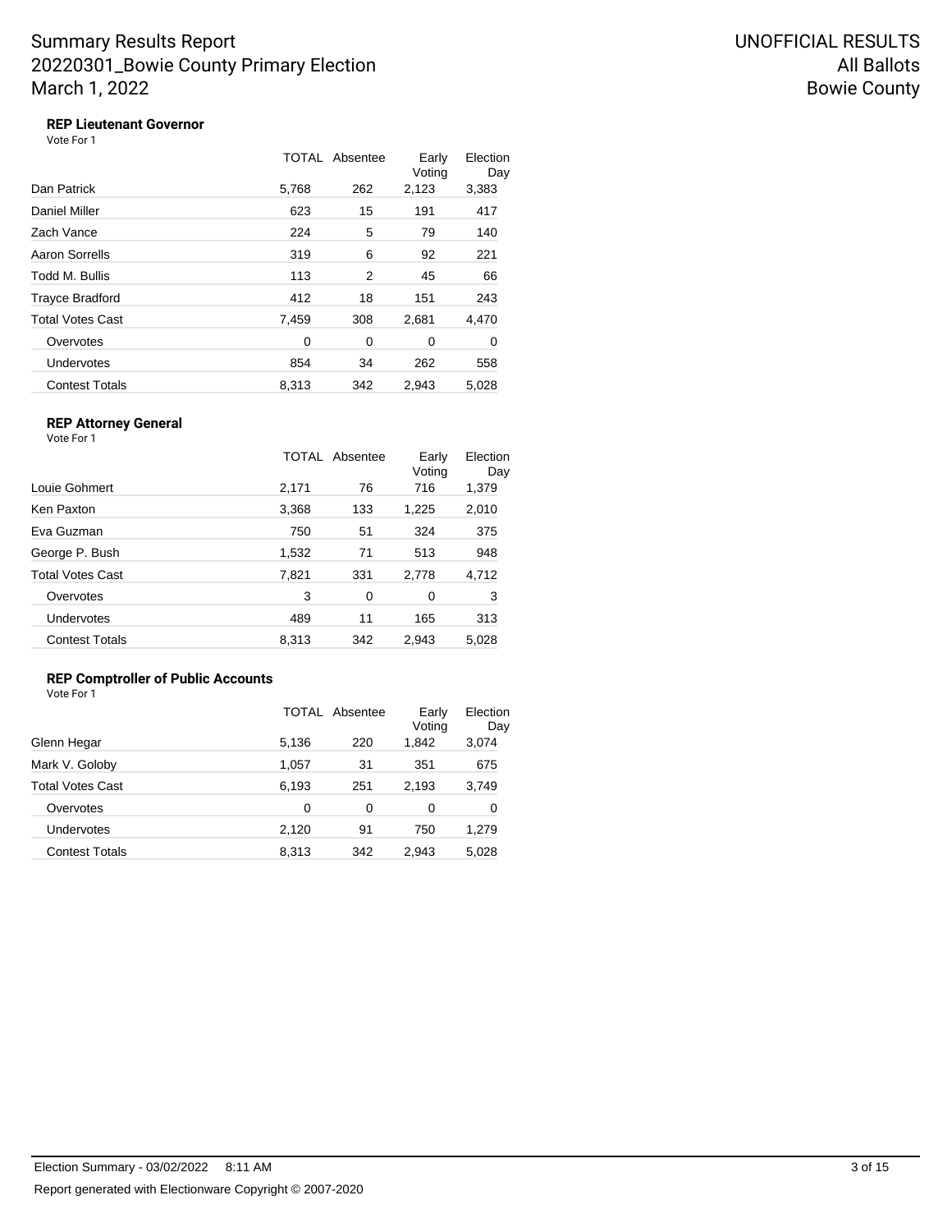# Summary Results Report
## 20220301_Bowie County Primary Election
## March 1, 2022

UNOFFICIAL RESULTS
All Ballots
Bowie County

### REP Lieutenant Governor

Vote For 1

| | TOTAL | Absentee | Early Voting | Election Day |
|---|---|---|---|---|
| Dan Patrick | 5,768 | 262 | 2,123 | 3,383 |
| Daniel Miller | 623 | 15 | 191 | 417 |
| Zach Vance | 224 | 5 | 79 | 140 |
| Aaron Sorrells | 319 | 6 | 92 | 221 |
| Todd M. Bullis | 113 | 2 | 45 | 66 |
| Trayce Bradford | 412 | 18 | 151 | 243 |
| Total Votes Cast | 7,459 | 308 | 2,681 | 4,470 |
| Overvotes | 0 | 0 | 0 | 0 |
| Undervotes | 854 | 34 | 262 | 558 |
| Contest Totals | 8,313 | 342 | 2,943 | 5,028 |

### REP Attorney General

Vote For 1

| | TOTAL | Absentee | Early Voting | Election Day |
|---|---|---|---|---|
| Louie Gohmert | 2,171 | 76 | 716 | 1,379 |
| Ken Paxton | 3,368 | 133 | 1,225 | 2,010 |
| Eva Guzman | 750 | 51 | 324 | 375 |
| George P. Bush | 1,532 | 71 | 513 | 948 |
| Total Votes Cast | 7,821 | 331 | 2,778 | 4,712 |
| Overvotes | 3 | 0 | 0 | 3 |
| Undervotes | 489 | 11 | 165 | 313 |
| Contest Totals | 8,313 | 342 | 2,943 | 5,028 |

### REP Comptroller of Public Accounts

Vote For 1

| | TOTAL | Absentee | Early Voting | Election Day |
|---|---|---|---|---|
| Glenn Hegar | 5,136 | 220 | 1,842 | 3,074 |
| Mark V. Goloby | 1,057 | 31 | 351 | 675 |
| Total Votes Cast | 6,193 | 251 | 2,193 | 3,749 |
| Overvotes | 0 | 0 | 0 | 0 |
| Undervotes | 2,120 | 91 | 750 | 1,279 |
| Contest Totals | 8,313 | 342 | 2,943 | 5,028 |

Election Summary - 03/02/2022 8:11 AM

Report generated with Electionware Copyright © 2007-2020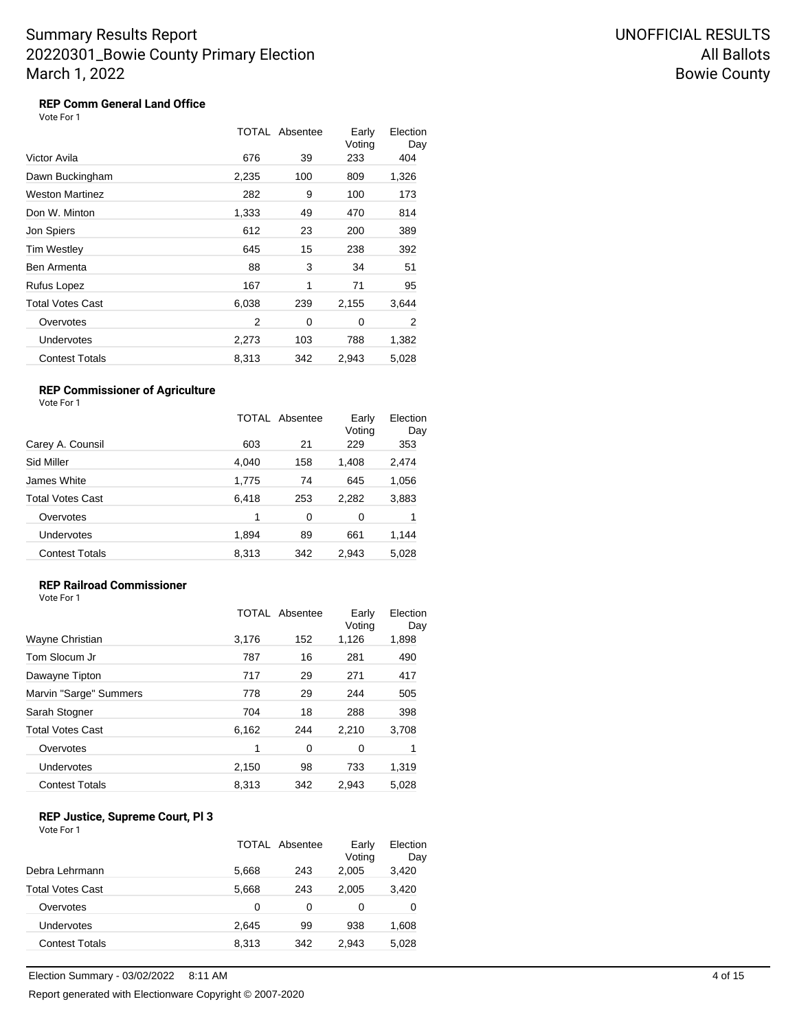Summary Results Report
20220301_Bowie County Primary Election
March 1, 2022

UNOFFICIAL RESULTS
All Ballots
Bowie County

### REP Comm General Land Office

Vote For 1

| | TOTAL | Absentee | Early Voting | Election Day |
|---|---|---|---|---|
| Victor Avila | 676 | 39 | 233 | 404 |
| Dawn Buckingham | 2,235 | 100 | 809 | 1,326 |
| Weston Martinez | 282 | 9 | 100 | 173 |
| Don W. Minton | 1,333 | 49 | 470 | 814 |
| Jon Spiers | 612 | 23 | 200 | 389 |
| Tim Westley | 645 | 15 | 238 | 392 |
| Ben Armenta | 88 | 3 | 34 | 51 |
| Rufus Lopez | 167 | 1 | 71 | 95 |
| Total Votes Cast | 6,038 | 239 | 2,155 | 3,644 |
| Overvotes | 2 | 0 | 0 | 2 |
| Undervotes | 2,273 | 103 | 788 | 1,382 |
| Contest Totals | 8,313 | 342 | 2,943 | 5,028 |

### REP Commissioner of Agriculture

Vote For 1

| | TOTAL | Absentee | Early Voting | Election Day |
|---|---|---|---|---|
| Carey A. Counsil | 603 | 21 | 229 | 353 |
| Sid Miller | 4,040 | 158 | 1,408 | 2,474 |
| James White | 1,775 | 74 | 645 | 1,056 |
| Total Votes Cast | 6,418 | 253 | 2,282 | 3,883 |
| Overvotes | 1 | 0 | 0 | 1 |
| Undervotes | 1,894 | 89 | 661 | 1,144 |
| Contest Totals | 8,313 | 342 | 2,943 | 5,028 |

### REP Railroad Commissioner

Vote For 1

| | TOTAL | Absentee | Early Voting | Election Day |
|---|---|---|---|---|
| Wayne Christian | 3,176 | 152 | 1,126 | 1,898 |
| Tom Slocum Jr | 787 | 16 | 281 | 490 |
| Dawayne Tipton | 717 | 29 | 271 | 417 |
| Marvin "Sarge" Summers | 778 | 29 | 244 | 505 |
| Sarah Stogner | 704 | 18 | 288 | 398 |
| Total Votes Cast | 6,162 | 244 | 2,210 | 3,708 |
| Overvotes | 1 | 0 | 0 | 1 |
| Undervotes | 2,150 | 98 | 733 | 1,319 |
| Contest Totals | 8,313 | 342 | 2,943 | 5,028 |

### REP Justice, Supreme Court, Pl 3

Vote For 1

| | TOTAL | Absentee | Early Voting | Election Day |
|---|---|---|---|---|
| Debra Lehrmann | 5,668 | 243 | 2,005 | 3,420 |
| Total Votes Cast | 5,668 | 243 | 2,005 | 3,420 |
| Overvotes | 0 | 0 | 0 | 0 |
| Undervotes | 2,645 | 99 | 938 | 1,608 |
| Contest Totals | 8,313 | 342 | 2,943 | 5,028 |

Election Summary - 03/02/2022 8:11 AM

Report generated with Electionware Copyright © 2007-2020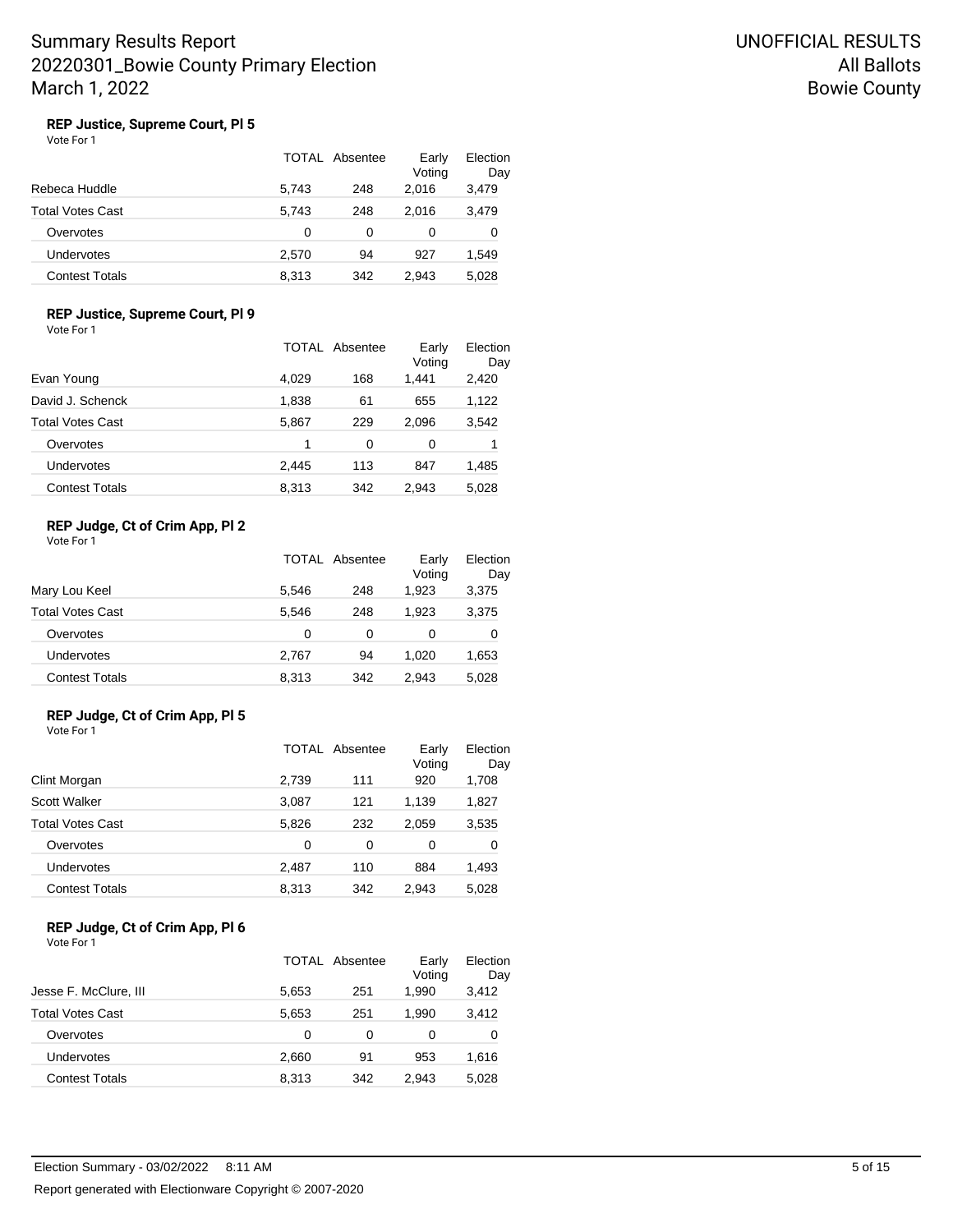### REP Justice, Supreme Court, Pl 5

Vote For 1

| | TOTAL | Absentee | Early Voting | Election Day |
|---|---|---|---|---|
| Rebeca Huddle | 5,743 | 248 | 2,016 | 3,479 |
| Total Votes Cast | 5,743 | 248 | 2,016 | 3,479 |
| Overvotes | 0 | 0 | 0 | 0 |
| Undervotes | 2,570 | 94 | 927 | 1,549 |
| Contest Totals | 8,313 | 342 | 2,943 | 5,028 |

### REP Justice, Supreme Court, Pl 9

Vote For 1

| | TOTAL | Absentee | Early Voting | Election Day |
|---|---|---|---|---|
| Evan Young | 4,029 | 168 | 1,441 | 2,420 |
| David J. Schenck | 1,838 | 61 | 655 | 1,122 |
| Total Votes Cast | 5,867 | 229 | 2,096 | 3,542 |
| Overvotes | 1 | 0 | 0 | 1 |
| Undervotes | 2,445 | 113 | 847 | 1,485 |
| Contest Totals | 8,313 | 342 | 2,943 | 5,028 |

### REP Judge, Ct of Crim App, Pl 2

Vote For 1

| | TOTAL | Absentee | Early Voting | Election Day |
|---|---|---|---|---|
| Mary Lou Keel | 5,546 | 248 | 1,923 | 3,375 |
| Total Votes Cast | 5,546 | 248 | 1,923 | 3,375 |
| Overvotes | 0 | 0 | 0 | 0 |
| Undervotes | 2,767 | 94 | 1,020 | 1,653 |
| Contest Totals | 8,313 | 342 | 2,943 | 5,028 |

### REP Judge, Ct of Crim App, Pl 5

Vote For 1

| | TOTAL | Absentee | Early Voting | Election Day |
|---|---|---|---|---|
| Clint Morgan | 2,739 | 111 | 920 | 1,708 |
| Scott Walker | 3,087 | 121 | 1,139 | 1,827 |
| Total Votes Cast | 5,826 | 232 | 2,059 | 3,535 |
| Overvotes | 0 | 0 | 0 | 0 |
| Undervotes | 2,487 | 110 | 884 | 1,493 |
| Contest Totals | 8,313 | 342 | 2,943 | 5,028 |

### REP Judge, Ct of Crim App, Pl 6

Vote For 1

| | TOTAL | Absentee | Early Voting | Election Day |
|---|---|---|---|---|
| Jesse F. McClure, III | 5,653 | 251 | 1,990 | 3,412 |
| Total Votes Cast | 5,653 | 251 | 1,990 | 3,412 |
| Overvotes | 0 | 0 | 0 | 0 |
| Undervotes | 2,660 | 91 | 953 | 1,616 |
| Contest Totals | 8,313 | 342 | 2,943 | 5,028 |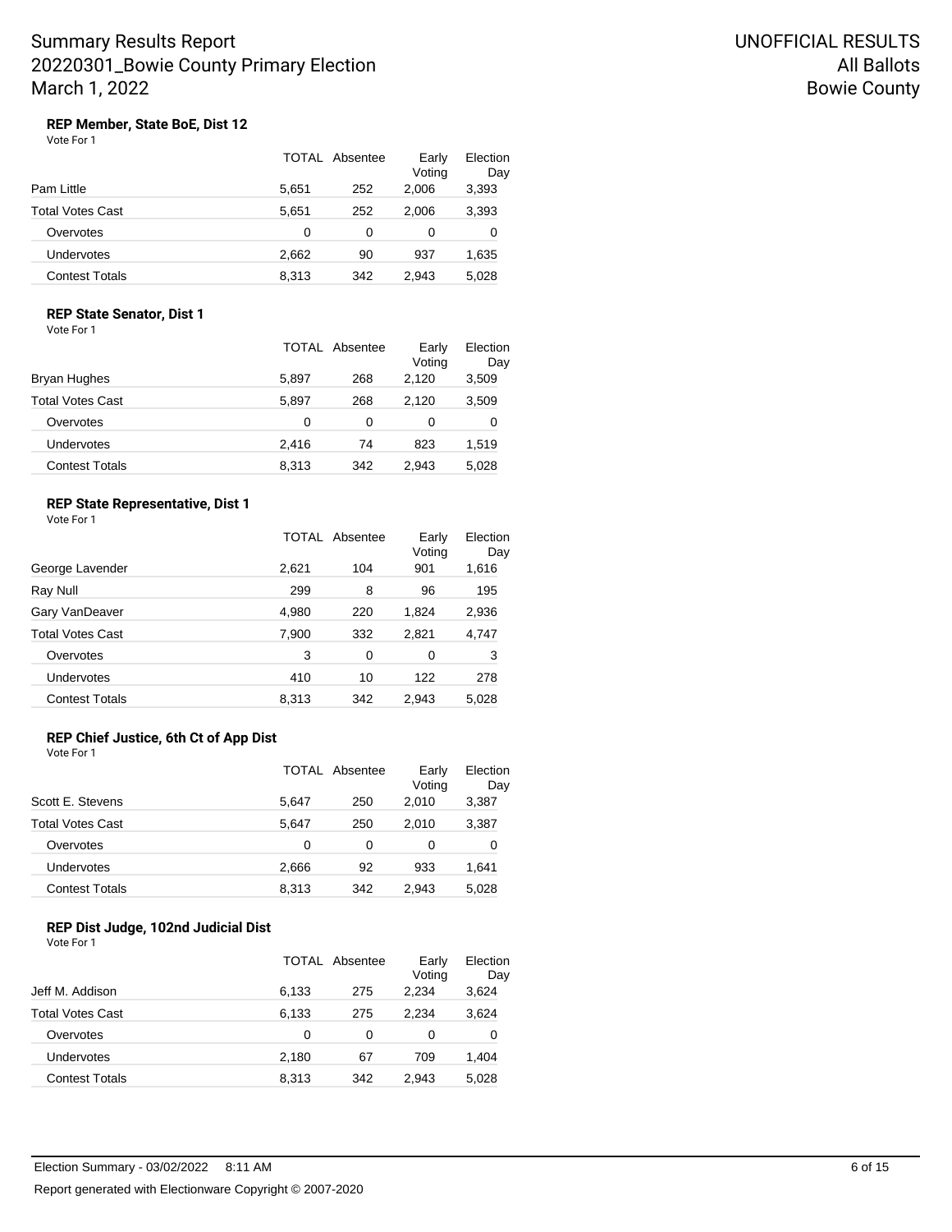# Summary Results Report
## 20220301_Bowie County Primary Election
## March 1, 2022

**UNOFFICIAL RESULTS**
**All Ballots**
**Bowie County**

### REP Member, State BoE, Dist 12

Vote For 1

| | TOTAL | Absentee | Early Voting | Election Day |
|---|---|---|---|---|
| Pam Little | 5,651 | 252 | 2,006 | 3,393 |
| Total Votes Cast | 5,651 | 252 | 2,006 | 3,393 |
| Overvotes | 0 | 0 | 0 | 0 |
| Undervotes | 2,662 | 90 | 937 | 1,635 |
| Contest Totals | 8,313 | 342 | 2,943 | 5,028 |

### REP State Senator, Dist 1

Vote For 1

| | TOTAL | Absentee | Early Voting | Election Day |
|---|---|---|---|---|
| Bryan Hughes | 5,897 | 268 | 2,120 | 3,509 |
| Total Votes Cast | 5,897 | 268 | 2,120 | 3,509 |
| Overvotes | 0 | 0 | 0 | 0 |
| Undervotes | 2,416 | 74 | 823 | 1,519 |
| Contest Totals | 8,313 | 342 | 2,943 | 5,028 |

### REP State Representative, Dist 1

Vote For 1

| | TOTAL | Absentee | Early Voting | Election Day |
|---|---|---|---|---|
| George Lavender | 2,621 | 104 | 901 | 1,616 |
| Ray Null | 299 | 8 | 96 | 195 |
| Gary VanDeaver | 4,980 | 220 | 1,824 | 2,936 |
| Total Votes Cast | 7,900 | 332 | 2,821 | 4,747 |
| Overvotes | 3 | 0 | 0 | 3 |
| Undervotes | 410 | 10 | 122 | 278 |
| Contest Totals | 8,313 | 342 | 2,943 | 5,028 |

### REP Chief Justice, 6th Ct of App Dist

Vote For 1

| | TOTAL | Absentee | Early Voting | Election Day |
|---|---|---|---|---|
| Scott E. Stevens | 5,647 | 250 | 2,010 | 3,387 |
| Total Votes Cast | 5,647 | 250 | 2,010 | 3,387 |
| Overvotes | 0 | 0 | 0 | 0 |
| Undervotes | 2,666 | 92 | 933 | 1,641 |
| Contest Totals | 8,313 | 342 | 2,943 | 5,028 |

### REP Dist Judge, 102nd Judicial Dist

Vote For 1

| | TOTAL | Absentee | Early Voting | Election Day |
|---|---|---|---|---|
| Jeff M. Addison | 6,133 | 275 | 2,234 | 3,624 |
| Total Votes Cast | 6,133 | 275 | 2,234 | 3,624 |
| Overvotes | 0 | 0 | 0 | 0 |
| Undervotes | 2,180 | 67 | 709 | 1,404 |
| Contest Totals | 8,313 | 342 | 2,943 | 5,028 |

Election Summary - 03/02/2022 8:11 AM

Report generated with Electionware Copyright © 2007-2020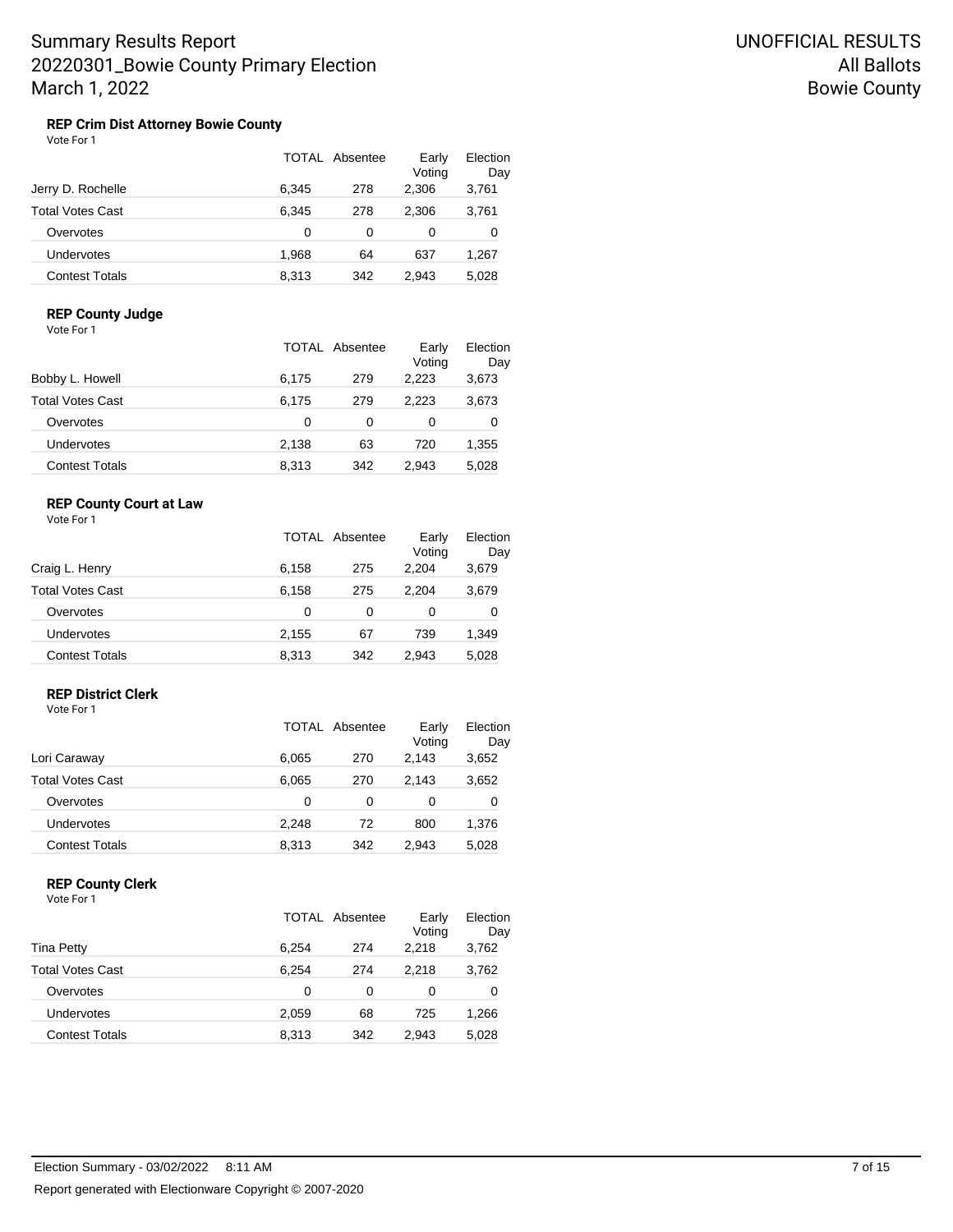# Summary Results Report
# 20220301_Bowie County Primary Election
# March 1, 2022

UNOFFICIAL RESULTS
All Ballots
Bowie County

### REP Crim Dist Attorney Bowie County

Vote For 1

| | TOTAL | Absentee | Early Voting | Election Day |
|---|---|---|---|---|
| Jerry D. Rochelle | 6,345 | 278 | 2,306 | 3,761 |
| Total Votes Cast | 6,345 | 278 | 2,306 | 3,761 |
| Overvotes | 0 | 0 | 0 | 0 |
| Undervotes | 1,968 | 64 | 637 | 1,267 |
| Contest Totals | 8,313 | 342 | 2,943 | 5,028 |

### REP County Judge

Vote For 1

| | TOTAL | Absentee | Early Voting | Election Day |
|---|---|---|---|---|
| Bobby L. Howell | 6,175 | 279 | 2,223 | 3,673 |
| Total Votes Cast | 6,175 | 279 | 2,223 | 3,673 |
| Overvotes | 0 | 0 | 0 | 0 |
| Undervotes | 2,138 | 63 | 720 | 1,355 |
| Contest Totals | 8,313 | 342 | 2,943 | 5,028 |

### REP County Court at Law

Vote For 1

| | TOTAL | Absentee | Early Voting | Election Day |
|---|---|---|---|---|
| Craig L. Henry | 6,158 | 275 | 2,204 | 3,679 |
| Total Votes Cast | 6,158 | 275 | 2,204 | 3,679 |
| Overvotes | 0 | 0 | 0 | 0 |
| Undervotes | 2,155 | 67 | 739 | 1,349 |
| Contest Totals | 8,313 | 342 | 2,943 | 5,028 |

### REP District Clerk

Vote For 1

| | TOTAL | Absentee | Early Voting | Election Day |
|---|---|---|---|---|
| Lori Caraway | 6,065 | 270 | 2,143 | 3,652 |
| Total Votes Cast | 6,065 | 270 | 2,143 | 3,652 |
| Overvotes | 0 | 0 | 0 | 0 |
| Undervotes | 2,248 | 72 | 800 | 1,376 |
| Contest Totals | 8,313 | 342 | 2,943 | 5,028 |

### REP County Clerk

Vote For 1

| | TOTAL | Absentee | Early Voting | Election Day |
|---|---|---|---|---|
| Tina Petty | 6,254 | 274 | 2,218 | 3,762 |
| Total Votes Cast | 6,254 | 274 | 2,218 | 3,762 |
| Overvotes | 0 | 0 | 0 | 0 |
| Undervotes | 2,059 | 68 | 725 | 1,266 |
| Contest Totals | 8,313 | 342 | 2,943 | 5,028 |

Election Summary - 03/02/2022 8:11 AM

Report generated with Electionware Copyright © 2007-2020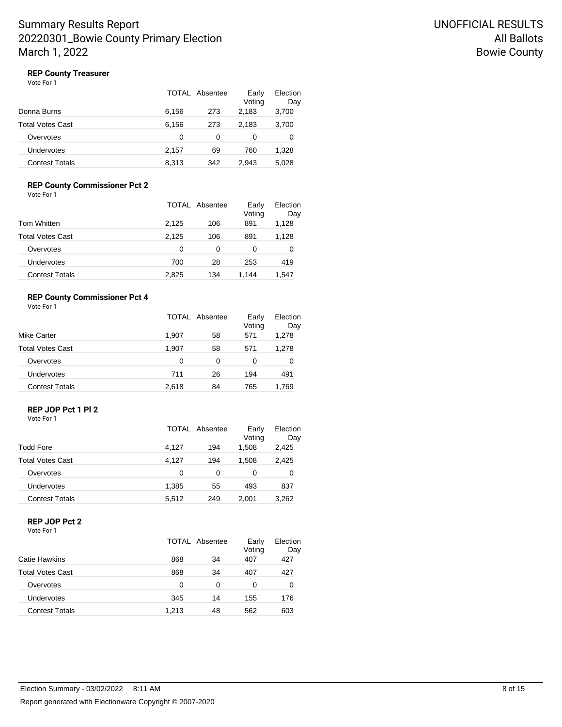# Summary Results Report
# 20220301_Bowie County Primary Election
# March 1, 2022

UNOFFICIAL RESULTS
All Ballots
Bowie County

### REP County Treasurer
Vote For 1

| | TOTAL | Absentee | Early Voting | Election Day |
|---|---|---|---|---|
| Donna Burns | 6,156 | 273 | 2,183 | 3,700 |
| Total Votes Cast | 6,156 | 273 | 2,183 | 3,700 |
| Overvotes | 0 | 0 | 0 | 0 |
| Undervotes | 2,157 | 69 | 760 | 1,328 |
| Contest Totals | 8,313 | 342 | 2,943 | 5,028 |

### REP County Commissioner Pct 2
Vote For 1

| | TOTAL | Absentee | Early Voting | Election Day |
|---|---|---|---|---|
| Tom Whitten | 2,125 | 106 | 891 | 1,128 |
| Total Votes Cast | 2,125 | 106 | 891 | 1,128 |
| Overvotes | 0 | 0 | 0 | 0 |
| Undervotes | 700 | 28 | 253 | 419 |
| Contest Totals | 2,825 | 134 | 1,144 | 1,547 |

### REP County Commissioner Pct 4
Vote For 1

| | TOTAL | Absentee | Early Voting | Election Day |
|---|---|---|---|---|
| Mike Carter | 1,907 | 58 | 571 | 1,278 |
| Total Votes Cast | 1,907 | 58 | 571 | 1,278 |
| Overvotes | 0 | 0 | 0 | 0 |
| Undervotes | 711 | 26 | 194 | 491 |
| Contest Totals | 2,618 | 84 | 765 | 1,769 |

### REP JOP Pct 1 Pl 2
Vote For 1

| | TOTAL | Absentee | Early Voting | Election Day |
|---|---|---|---|---|
| Todd Fore | 4,127 | 194 | 1,508 | 2,425 |
| Total Votes Cast | 4,127 | 194 | 1,508 | 2,425 |
| Overvotes | 0 | 0 | 0 | 0 |
| Undervotes | 1,385 | 55 | 493 | 837 |
| Contest Totals | 5,512 | 249 | 2,001 | 3,262 |

### REP JOP Pct 2
Vote For 1

| | TOTAL | Absentee | Early Voting | Election Day |
|---|---|---|---|---|
| Catie Hawkins | 868 | 34 | 407 | 427 |
| Total Votes Cast | 868 | 34 | 407 | 427 |
| Overvotes | 0 | 0 | 0 | 0 |
| Undervotes | 345 | 14 | 155 | 176 |
| Contest Totals | 1,213 | 48 | 562 | 603 |

Election Summary - 03/02/2022 8:11 AM

Report generated with Electionware Copyright © 2007-2020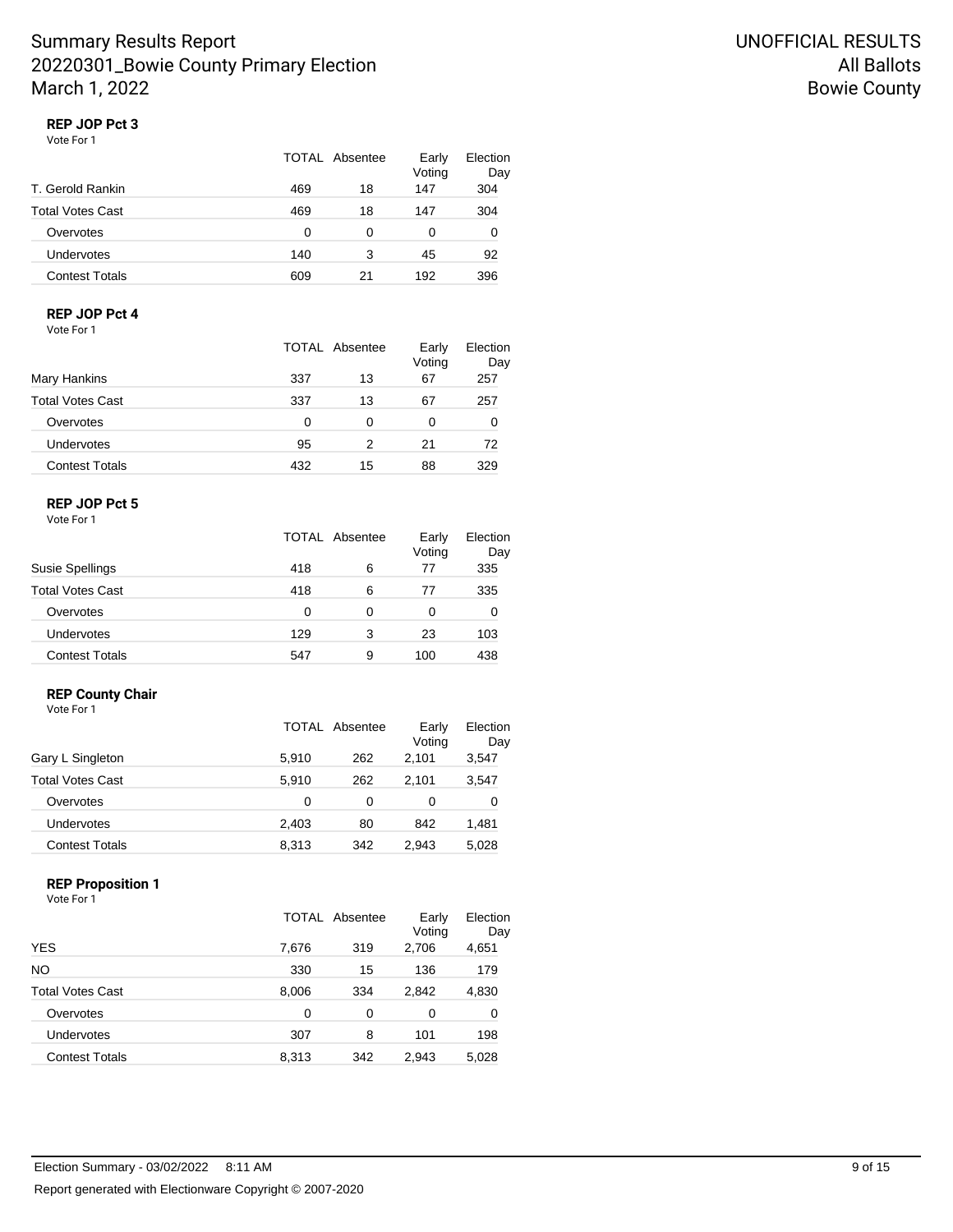### REP JOP Pct 3

Vote For 1

| | TOTAL | Absentee | Early Voting | Election Day |
|---|---|---|---|---|
| T. Gerold Rankin | 469 | 18 | 147 | 304 |
| Total Votes Cast | 469 | 18 | 147 | 304 |
| Overvotes | 0 | 0 | 0 | 0 |
| Undervotes | 140 | 3 | 45 | 92 |
| Contest Totals | 609 | 21 | 192 | 396 |

### REP JOP Pct 4

Vote For 1

| | TOTAL | Absentee | Early Voting | Election Day |
|---|---|---|---|---|
| Mary Hankins | 337 | 13 | 67 | 257 |
| Total Votes Cast | 337 | 13 | 67 | 257 |
| Overvotes | 0 | 0 | 0 | 0 |
| Undervotes | 95 | 2 | 21 | 72 |
| Contest Totals | 432 | 15 | 88 | 329 |

### REP JOP Pct 5

Vote For 1

| | TOTAL | Absentee | Early Voting | Election Day |
|---|---|---|---|---|
| Susie Spellings | 418 | 6 | 77 | 335 |
| Total Votes Cast | 418 | 6 | 77 | 335 |
| Overvotes | 0 | 0 | 0 | 0 |
| Undervotes | 129 | 3 | 23 | 103 |
| Contest Totals | 547 | 9 | 100 | 438 |

### REP County Chair

Vote For 1

| | TOTAL | Absentee | Early Voting | Election Day |
|---|---|---|---|---|
| Gary L Singleton | 5,910 | 262 | 2,101 | 3,547 |
| Total Votes Cast | 5,910 | 262 | 2,101 | 3,547 |
| Overvotes | 0 | 0 | 0 | 0 |
| Undervotes | 2,403 | 80 | 842 | 1,481 |
| Contest Totals | 8,313 | 342 | 2,943 | 5,028 |

### REP Proposition 1

Vote For 1

| | TOTAL | Absentee | Early Voting | Election Day |
|---|---|---|---|---|
| YES | 7,676 | 319 | 2,706 | 4,651 |
| NO | 330 | 15 | 136 | 179 |
| Total Votes Cast | 8,006 | 334 | 2,842 | 4,830 |
| Overvotes | 0 | 0 | 0 | 0 |
| Undervotes | 307 | 8 | 101 | 198 |
| Contest Totals | 8,313 | 342 | 2,943 | 5,028 |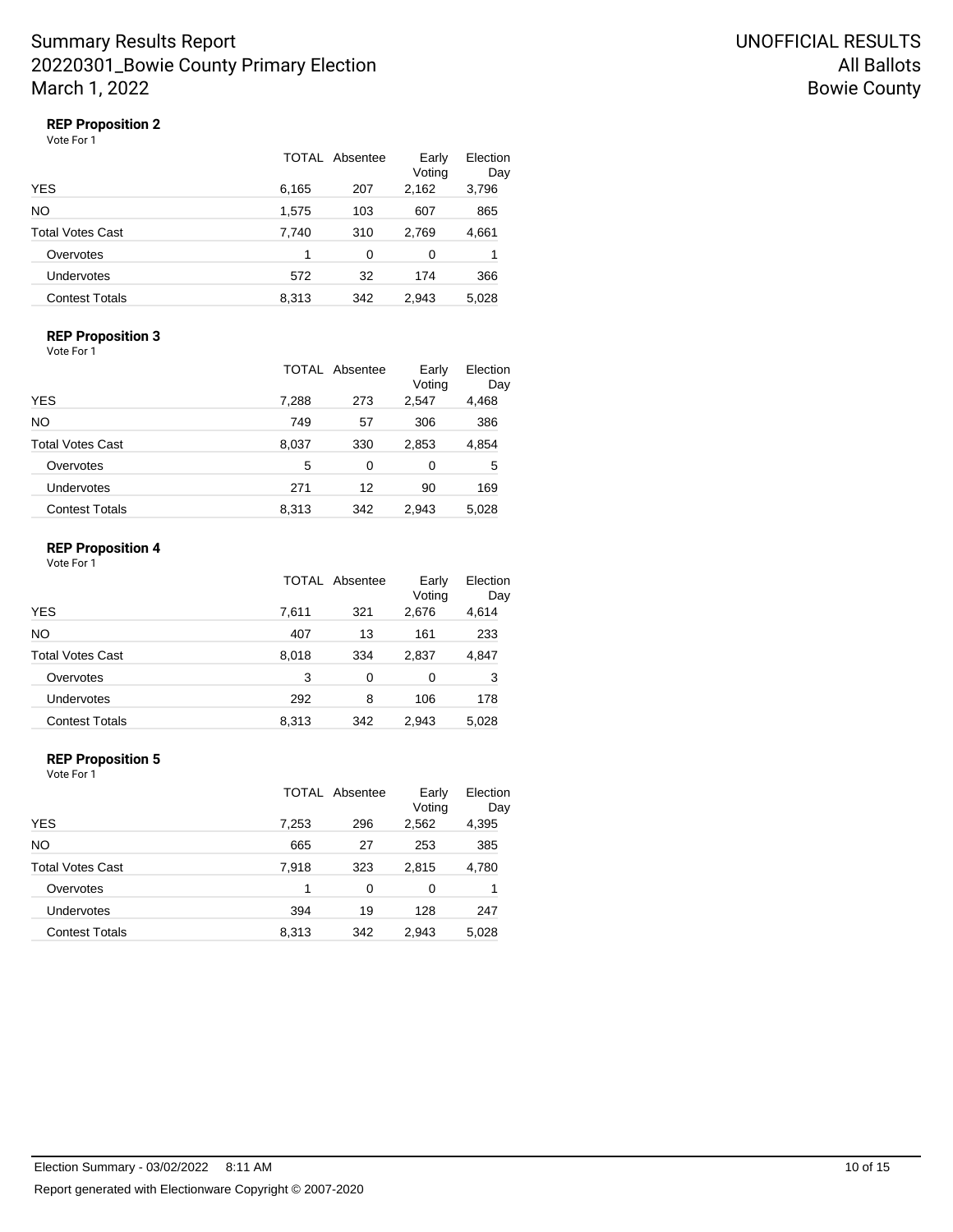**REP Proposition 2**

Vote For 1

| | TOTAL | Absentee | Early Voting | Election Day |
|---|---|---|---|---|
| YES | 6,165 | 207 | 2,162 | 3,796 |
| NO | 1,575 | 103 | 607 | 865 |
| Total Votes Cast | 7,740 | 310 | 2,769 | 4,661 |
| Overvotes | 1 | 0 | 0 | 1 |
| Undervotes | 572 | 32 | 174 | 366 |
| Contest Totals | 8,313 | 342 | 2,943 | 5,028 |

**REP Proposition 3**

Vote For 1

| | TOTAL | Absentee | Early Voting | Election Day |
|---|---|---|---|---|
| YES | 7,288 | 273 | 2,547 | 4,468 |
| NO | 749 | 57 | 306 | 386 |
| Total Votes Cast | 8,037 | 330 | 2,853 | 4,854 |
| Overvotes | 5 | 0 | 0 | 5 |
| Undervotes | 271 | 12 | 90 | 169 |
| Contest Totals | 8,313 | 342 | 2,943 | 5,028 |

**REP Proposition 4**

Vote For 1

| | TOTAL | Absentee | Early Voting | Election Day |
|---|---|---|---|---|
| YES | 7,611 | 321 | 2,676 | 4,614 |
| NO | 407 | 13 | 161 | 233 |
| Total Votes Cast | 8,018 | 334 | 2,837 | 4,847 |
| Overvotes | 3 | 0 | 0 | 3 |
| Undervotes | 292 | 8 | 106 | 178 |
| Contest Totals | 8,313 | 342 | 2,943 | 5,028 |

**REP Proposition 5**

Vote For 1

| | TOTAL | Absentee | Early Voting | Election Day |
|---|---|---|---|---|
| YES | 7,253 | 296 | 2,562 | 4,395 |
| NO | 665 | 27 | 253 | 385 |
| Total Votes Cast | 7,918 | 323 | 2,815 | 4,780 |
| Overvotes | 1 | 0 | 0 | 1 |
| Undervotes | 394 | 19 | 128 | 247 |
| Contest Totals | 8,313 | 342 | 2,943 | 5,028 |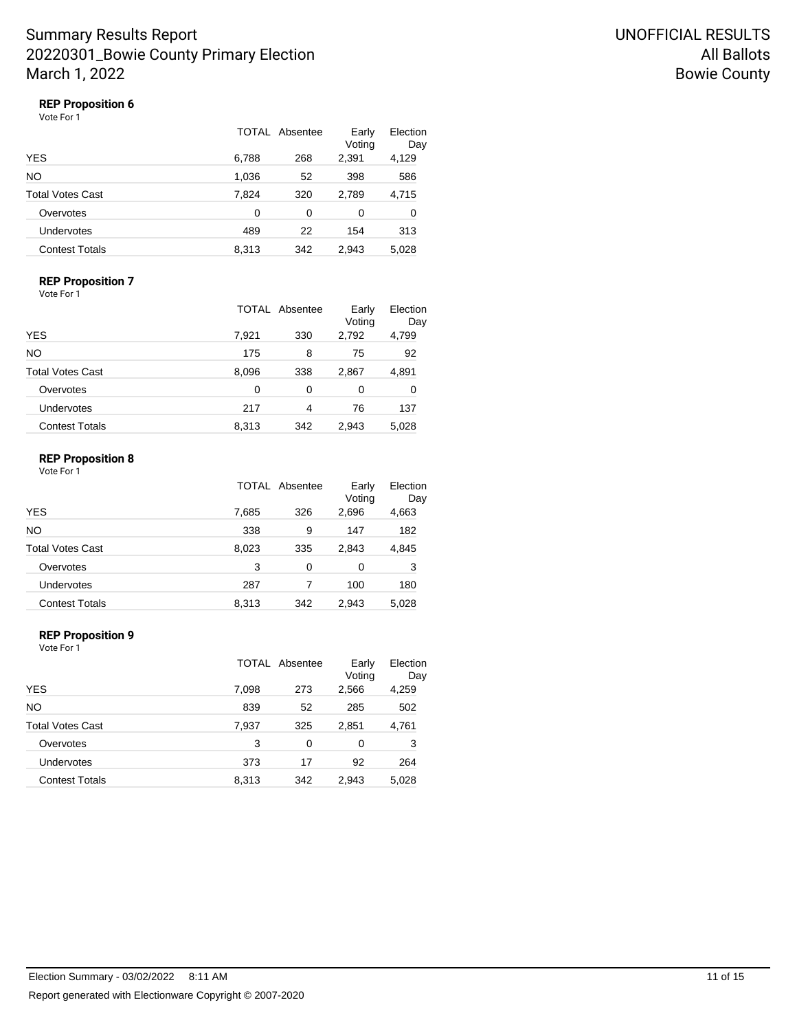### REP Proposition 6

Vote For 1

| | TOTAL | Absentee | Early Voting | Election Day |
|---|---|---|---|---|
| YES | 6,788 | 268 | 2,391 | 4,129 |
| NO | 1,036 | 52 | 398 | 586 |
| Total Votes Cast | 7,824 | 320 | 2,789 | 4,715 |
| Overvotes | 0 | 0 | 0 | 0 |
| Undervotes | 489 | 22 | 154 | 313 |
| Contest Totals | 8,313 | 342 | 2,943 | 5,028 |

### REP Proposition 7

Vote For 1

| | TOTAL | Absentee | Early Voting | Election Day |
|---|---|---|---|---|
| YES | 7,921 | 330 | 2,792 | 4,799 |
| NO | 175 | 8 | 75 | 92 |
| Total Votes Cast | 8,096 | 338 | 2,867 | 4,891 |
| Overvotes | 0 | 0 | 0 | 0 |
| Undervotes | 217 | 4 | 76 | 137 |
| Contest Totals | 8,313 | 342 | 2,943 | 5,028 |

### REP Proposition 8

Vote For 1

| | TOTAL | Absentee | Early Voting | Election Day |
|---|---|---|---|---|
| YES | 7,685 | 326 | 2,696 | 4,663 |
| NO | 338 | 9 | 147 | 182 |
| Total Votes Cast | 8,023 | 335 | 2,843 | 4,845 |
| Overvotes | 3 | 0 | 0 | 3 |
| Undervotes | 287 | 7 | 100 | 180 |
| Contest Totals | 8,313 | 342 | 2,943 | 5,028 |

### REP Proposition 9

Vote For 1

| | TOTAL | Absentee | Early Voting | Election Day |
|---|---|---|---|---|
| YES | 7,098 | 273 | 2,566 | 4,259 |
| NO | 839 | 52 | 285 | 502 |
| Total Votes Cast | 7,937 | 325 | 2,851 | 4,761 |
| Overvotes | 3 | 0 | 0 | 3 |
| Undervotes | 373 | 17 | 92 | 264 |
| Contest Totals | 8,313 | 342 | 2,943 | 5,028 |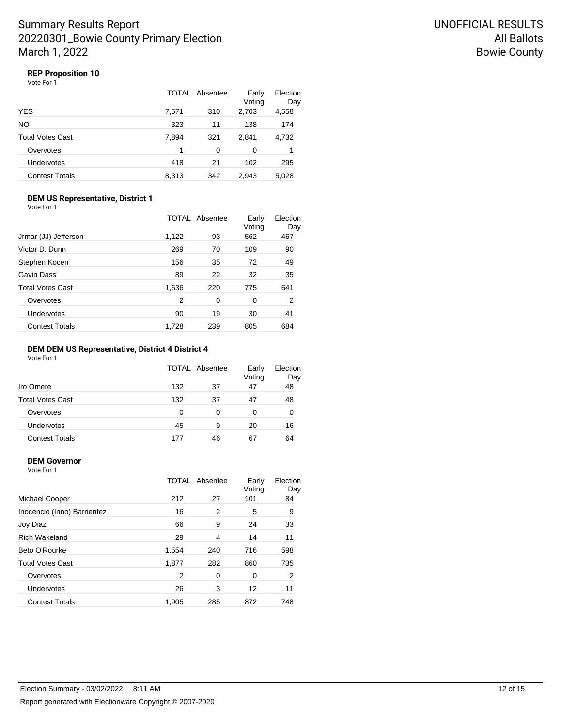# Summary Results Report
# 20220301_Bowie County Primary Election
# March 1, 2022

UNOFFICIAL RESULTS
All Ballots
Bowie County

### REP Proposition 10

Vote For 1

| | TOTAL | Absentee | Early Voting | Election Day |
|---|---|---|---|---|
| YES | 7,571 | 310 | 2,703 | 4,558 |
| NO | 323 | 11 | 138 | 174 |
| Total Votes Cast | 7,894 | 321 | 2,841 | 4,732 |
| Overvotes | 1 | 0 | 0 | 1 |
| Undervotes | 418 | 21 | 102 | 295 |
| Contest Totals | 8,313 | 342 | 2,943 | 5,028 |

### DEM US Representative, District 1

Vote For 1

| | TOTAL | Absentee | Early Voting | Election Day |
|---|---|---|---|---|
| Jrmar (JJ) Jefferson | 1,122 | 93 | 562 | 467 |
| Victor D. Dunn | 269 | 70 | 109 | 90 |
| Stephen Kocen | 156 | 35 | 72 | 49 |
| Gavin Dass | 89 | 22 | 32 | 35 |
| Total Votes Cast | 1,636 | 220 | 775 | 641 |
| Overvotes | 2 | 0 | 0 | 2 |
| Undervotes | 90 | 19 | 30 | 41 |
| Contest Totals | 1,728 | 239 | 805 | 684 |

### DEM DEM US Representative, District 4 District 4

Vote For 1

| | TOTAL | Absentee | Early Voting | Election Day |
|---|---|---|---|---|
| Iro Omere | 132 | 37 | 47 | 48 |
| Total Votes Cast | 132 | 37 | 47 | 48 |
| Overvotes | 0 | 0 | 0 | 0 |
| Undervotes | 45 | 9 | 20 | 16 |
| Contest Totals | 177 | 46 | 67 | 64 |

### DEM Governor

Vote For 1

| | TOTAL | Absentee | Early Voting | Election Day |
|---|---|---|---|---|
| Michael Cooper | 212 | 27 | 101 | 84 |
| Inocencio (Inno) Barrientez | 16 | 2 | 5 | 9 |
| Joy Diaz | 66 | 9 | 24 | 33 |
| Rich Wakeland | 29 | 4 | 14 | 11 |
| Beto O'Rourke | 1,554 | 240 | 716 | 598 |
| Total Votes Cast | 1,877 | 282 | 860 | 735 |
| Overvotes | 2 | 0 | 0 | 2 |
| Undervotes | 26 | 3 | 12 | 11 |
| Contest Totals | 1,905 | 285 | 872 | 748 |

Election Summary - 03/02/2022 8:11 AM

Report generated with Electionware Copyright © 2007-2020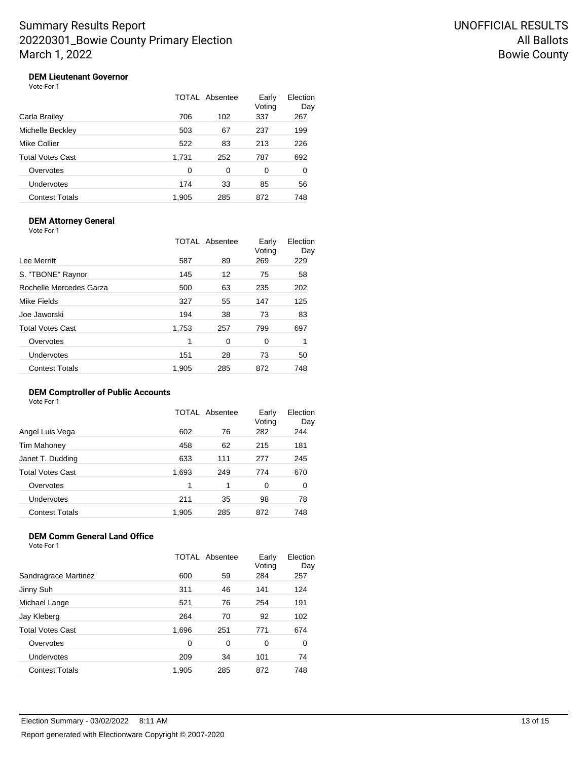Summary Results Report
20220301_Bowie County Primary Election
March 1, 2022

UNOFFICIAL RESULTS
All Ballots
Bowie County

### DEM Lieutenant Governor

Vote For 1

| | TOTAL | Absentee | Early Voting | Election Day |
|---|---|---|---|---|
| Carla Brailey | 706 | 102 | 337 | 267 |
| Michelle Beckley | 503 | 67 | 237 | 199 |
| Mike Collier | 522 | 83 | 213 | 226 |
| Total Votes Cast | 1,731 | 252 | 787 | 692 |
| Overvotes | 0 | 0 | 0 | 0 |
| Undervotes | 174 | 33 | 85 | 56 |
| Contest Totals | 1,905 | 285 | 872 | 748 |

### DEM Attorney General

Vote For 1

| | TOTAL | Absentee | Early Voting | Election Day |
|---|---|---|---|---|
| Lee Merritt | 587 | 89 | 269 | 229 |
| S. "TBONE" Raynor | 145 | 12 | 75 | 58 |
| Rochelle Mercedes Garza | 500 | 63 | 235 | 202 |
| Mike Fields | 327 | 55 | 147 | 125 |
| Joe Jaworski | 194 | 38 | 73 | 83 |
| Total Votes Cast | 1,753 | 257 | 799 | 697 |
| Overvotes | 1 | 0 | 0 | 1 |
| Undervotes | 151 | 28 | 73 | 50 |
| Contest Totals | 1,905 | 285 | 872 | 748 |

### DEM Comptroller of Public Accounts

Vote For 1

| | TOTAL | Absentee | Early Voting | Election Day |
|---|---|---|---|---|
| Angel Luis Vega | 602 | 76 | 282 | 244 |
| Tim Mahoney | 458 | 62 | 215 | 181 |
| Janet T. Dudding | 633 | 111 | 277 | 245 |
| Total Votes Cast | 1,693 | 249 | 774 | 670 |
| Overvotes | 1 | 1 | 0 | 0 |
| Undervotes | 211 | 35 | 98 | 78 |
| Contest Totals | 1,905 | 285 | 872 | 748 |

### DEM Comm General Land Office

Vote For 1

| | TOTAL | Absentee | Early Voting | Election Day |
|---|---|---|---|---|
| Sandragrace Martinez | 600 | 59 | 284 | 257 |
| Jinny Suh | 311 | 46 | 141 | 124 |
| Michael Lange | 521 | 76 | 254 | 191 |
| Jay Kleberg | 264 | 70 | 92 | 102 |
| Total Votes Cast | 1,696 | 251 | 771 | 674 |
| Overvotes | 0 | 0 | 0 | 0 |
| Undervotes | 209 | 34 | 101 | 74 |
| Contest Totals | 1,905 | 285 | 872 | 748 |

Election Summary - 03/02/2022 8:11 AM

Report generated with Electionware Copyright © 2007-2020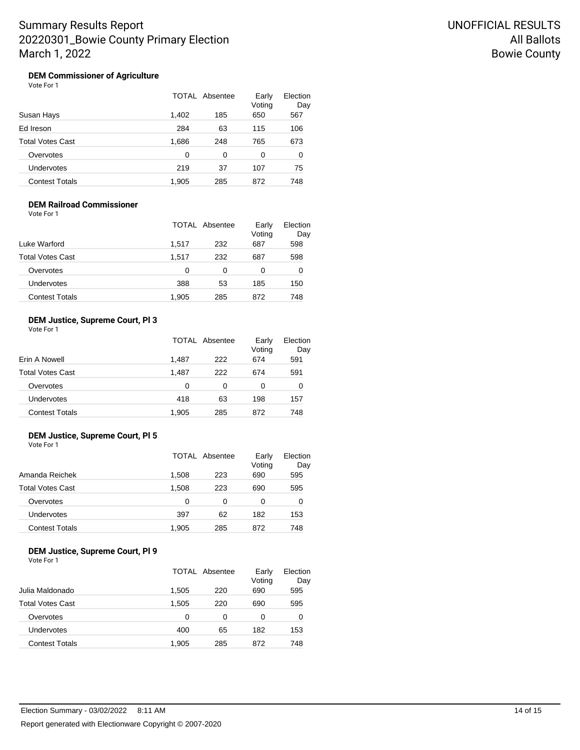# Summary Results Report
# 20220301_Bowie County Primary Election
# March 1, 2022

UNOFFICIAL RESULTS
All Ballots
Bowie County

### DEM Commissioner of Agriculture

Vote For 1

| | TOTAL | Absentee | Early Voting | Election Day |
|---|---|---|---|---|
| Susan Hays | 1,402 | 185 | 650 | 567 |
| Ed Ireson | 284 | 63 | 115 | 106 |
| Total Votes Cast | 1,686 | 248 | 765 | 673 |
| Overvotes | 0 | 0 | 0 | 0 |
| Undervotes | 219 | 37 | 107 | 75 |
| Contest Totals | 1,905 | 285 | 872 | 748 |

### DEM Railroad Commissioner

Vote For 1

| | TOTAL | Absentee | Early Voting | Election Day |
|---|---|---|---|---|
| Luke Warford | 1,517 | 232 | 687 | 598 |
| Total Votes Cast | 1,517 | 232 | 687 | 598 |
| Overvotes | 0 | 0 | 0 | 0 |
| Undervotes | 388 | 53 | 185 | 150 |
| Contest Totals | 1,905 | 285 | 872 | 748 |

### DEM Justice, Supreme Court, Pl 3

Vote For 1

| | TOTAL | Absentee | Early Voting | Election Day |
|---|---|---|---|---|
| Erin A Nowell | 1,487 | 222 | 674 | 591 |
| Total Votes Cast | 1,487 | 222 | 674 | 591 |
| Overvotes | 0 | 0 | 0 | 0 |
| Undervotes | 418 | 63 | 198 | 157 |
| Contest Totals | 1,905 | 285 | 872 | 748 |

### DEM Justice, Supreme Court, Pl 5

Vote For 1

| | TOTAL | Absentee | Early Voting | Election Day |
|---|---|---|---|---|
| Amanda Reichek | 1,508 | 223 | 690 | 595 |
| Total Votes Cast | 1,508 | 223 | 690 | 595 |
| Overvotes | 0 | 0 | 0 | 0 |
| Undervotes | 397 | 62 | 182 | 153 |
| Contest Totals | 1,905 | 285 | 872 | 748 |

### DEM Justice, Supreme Court, Pl 9

Vote For 1

| | TOTAL | Absentee | Early Voting | Election Day |
|---|---|---|---|---|
| Julia Maldonado | 1,505 | 220 | 690 | 595 |
| Total Votes Cast | 1,505 | 220 | 690 | 595 |
| Overvotes | 0 | 0 | 0 | 0 |
| Undervotes | 400 | 65 | 182 | 153 |
| Contest Totals | 1,905 | 285 | 872 | 748 |

Election Summary - 03/02/2022 8:11 AM

Report generated with Electionware Copyright © 2007-2020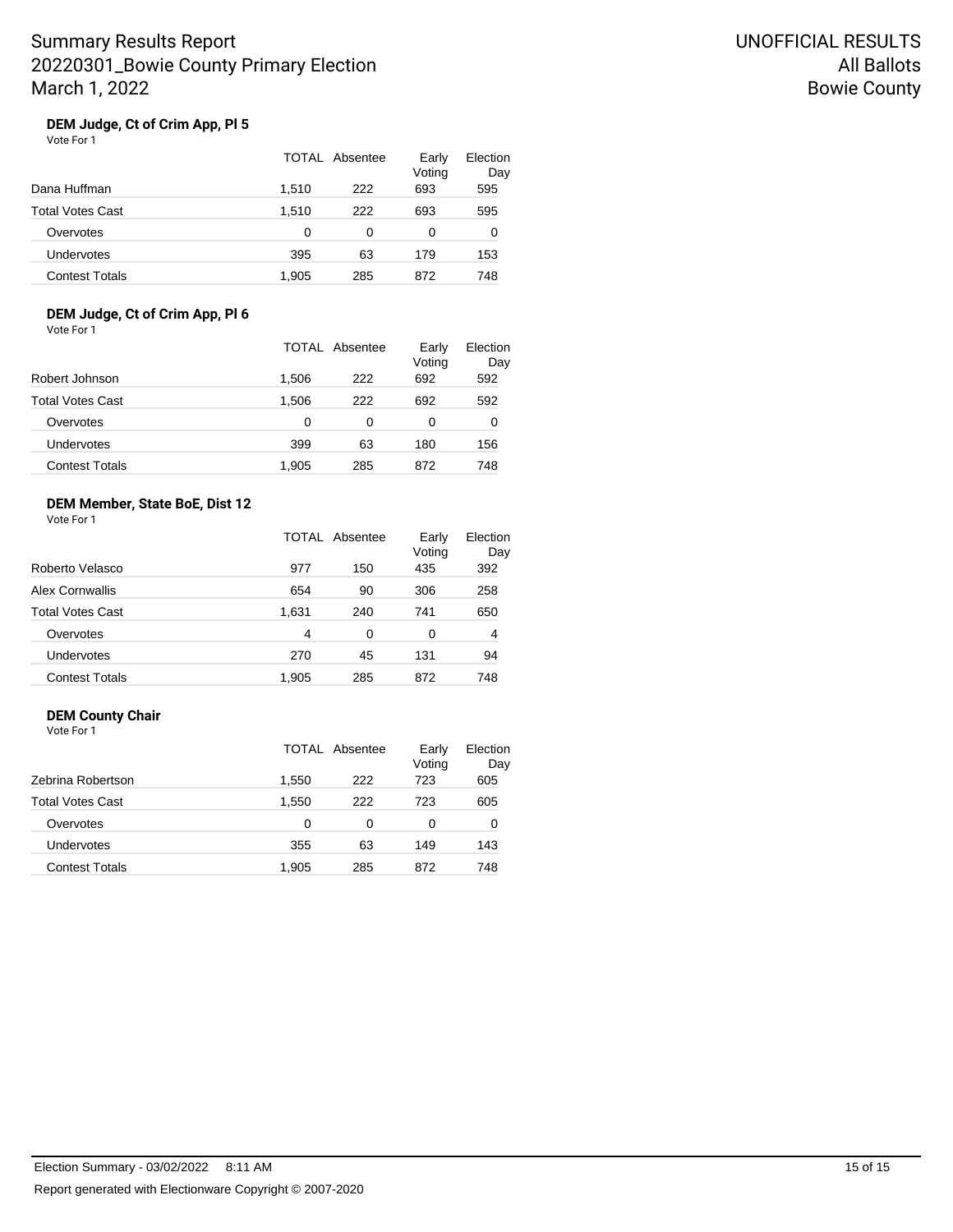# Summary Results Report
# 20220301_Bowie County Primary Election
# March 1, 2022

UNOFFICIAL RESULTS
All Ballots
Bowie County

### DEM Judge, Ct of Crim App, Pl 5

Vote For 1

| | TOTAL | Absentee | Early Voting | Election Day |
|---|---|---|---|---|
| Dana Huffman | 1,510 | 222 | 693 | 595 |
| Total Votes Cast | 1,510 | 222 | 693 | 595 |
| Overvotes | 0 | 0 | 0 | 0 |
| Undervotes | 395 | 63 | 179 | 153 |
| Contest Totals | 1,905 | 285 | 872 | 748 |

### DEM Judge, Ct of Crim App, Pl 6

Vote For 1

| | TOTAL | Absentee | Early Voting | Election Day |
|---|---|---|---|---|
| Robert Johnson | 1,506 | 222 | 692 | 592 |
| Total Votes Cast | 1,506 | 222 | 692 | 592 |
| Overvotes | 0 | 0 | 0 | 0 |
| Undervotes | 399 | 63 | 180 | 156 |
| Contest Totals | 1,905 | 285 | 872 | 748 |

### DEM Member, State BoE, Dist 12

Vote For 1

| | TOTAL | Absentee | Early Voting | Election Day |
|---|---|---|---|---|
| Roberto Velasco | 977 | 150 | 435 | 392 |
| Alex Cornwallis | 654 | 90 | 306 | 258 |
| Total Votes Cast | 1,631 | 240 | 741 | 650 |
| Overvotes | 4 | 0 | 0 | 4 |
| Undervotes | 270 | 45 | 131 | 94 |
| Contest Totals | 1,905 | 285 | 872 | 748 |

### DEM County Chair

Vote For 1

| | TOTAL | Absentee | Early Voting | Election Day |
|---|---|---|---|---|
| Zebrina Robertson | 1,550 | 222 | 723 | 605 |
| Total Votes Cast | 1,550 | 222 | 723 | 605 |
| Overvotes | 0 | 0 | 0 | 0 |
| Undervotes | 355 | 63 | 149 | 143 |
| Contest Totals | 1,905 | 285 | 872 | 748 |

Election Summary - 03/02/2022 8:11 AM

Report generated with Electionware Copyright © 2007-2020